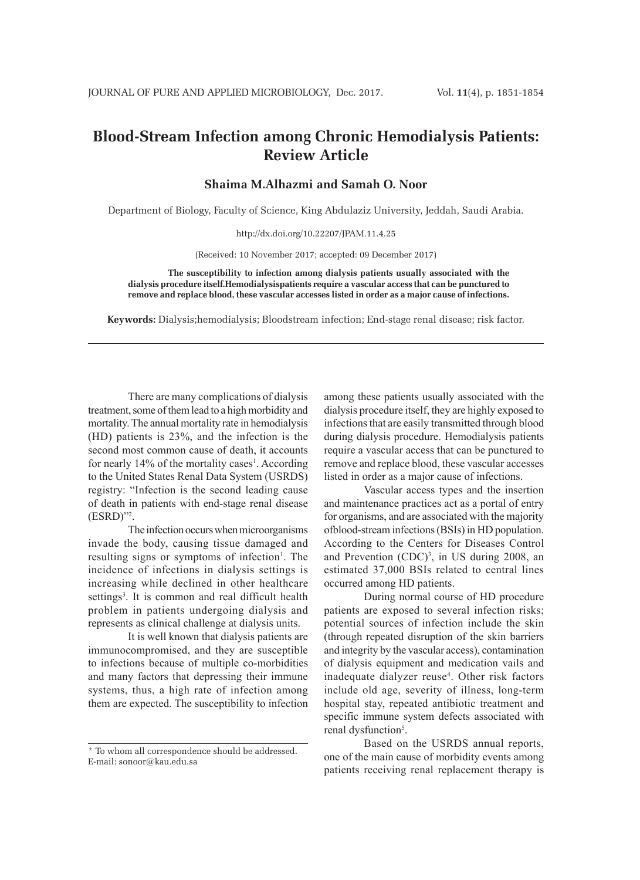# Blood-Stream Infection among Chronic Hemodialysis Patients: Review Article

**Shaima M.Alhazmi and Samah O. Noor**

Department of Biology, Faculty of Science, King Abdulaziz University, Jeddah, Saudi Arabia.

http://dx.doi.org/10.22207/JPAM.11.4.25

(Received: 10 November 2017; accepted: 09 December 2017)

**The susceptibility to infection among dialysis patients usually associated with the dialysis procedure itself.Hemodialysispatients require a vascular access that can be punctured to remove and replace blood, these vascular accesses listed in order as a major cause of infections.**

**Keywords:** Dialysis;hemodialysis; Bloodstream infection; End-stage renal disease; risk factor.

---

There are many complications of dialysis treatment, some of them lead to a high morbidity and mortality. The annual mortality rate in hemodialysis (HD) patients is 23%, and the infection is the second most common cause of death, it accounts for nearly 14% of the mortality cases[1]. According to the United States Renal Data System (USRDS) registry: "Infection is the second leading cause of death in patients with end-stage renal disease (ESRD)"[2].

The infection occurs when microorganisms invade the body, causing tissue damaged and resulting signs or symptoms of infection[1]. The incidence of infections in dialysis settings is increasing while declined in other healthcare settings[3]. It is common and real difficult health problem in patients undergoing dialysis and represents as clinical challenge at dialysis units.

It is well known that dialysis patients are immunocompromised, and they are susceptible to infections because of multiple co-morbidities and many factors that depressing their immune systems, thus, a high rate of infection among them are expected. The susceptibility to infection among these patients usually associated with the dialysis procedure itself, they are highly exposed to infections that are easily transmitted through blood during dialysis procedure. Hemodialysis patients require a vascular access that can be punctured to remove and replace blood, these vascular accesses listed in order as a major cause of infections.

Vascular access types and the insertion and maintenance practices act as a portal of entry for organisms, and are associated with the majority ofblood-stream infections (BSIs) in HD population. According to the Centers for Diseases Control and Prevention (CDC)[3], in US during 2008, an estimated 37,000 BSIs related to central lines occurred among HD patients.

During normal course of HD procedure patients are exposed to several infection risks; potential sources of infection include the skin (through repeated disruption of the skin barriers and integrity by the vascular access), contamination of dialysis equipment and medication vails and inadequate dialyzer reuse[4]. Other risk factors include old age, severity of illness, long-term hospital stay, repeated antibiotic treatment and specific immune system defects associated with renal dysfunction[5].

Based on the USRDS annual reports, one of the main cause of morbidity events among patients receiving renal replacement therapy is

---

\* To whom all correspondence should be addressed.
E-mail: sonoor@kau.edu.sa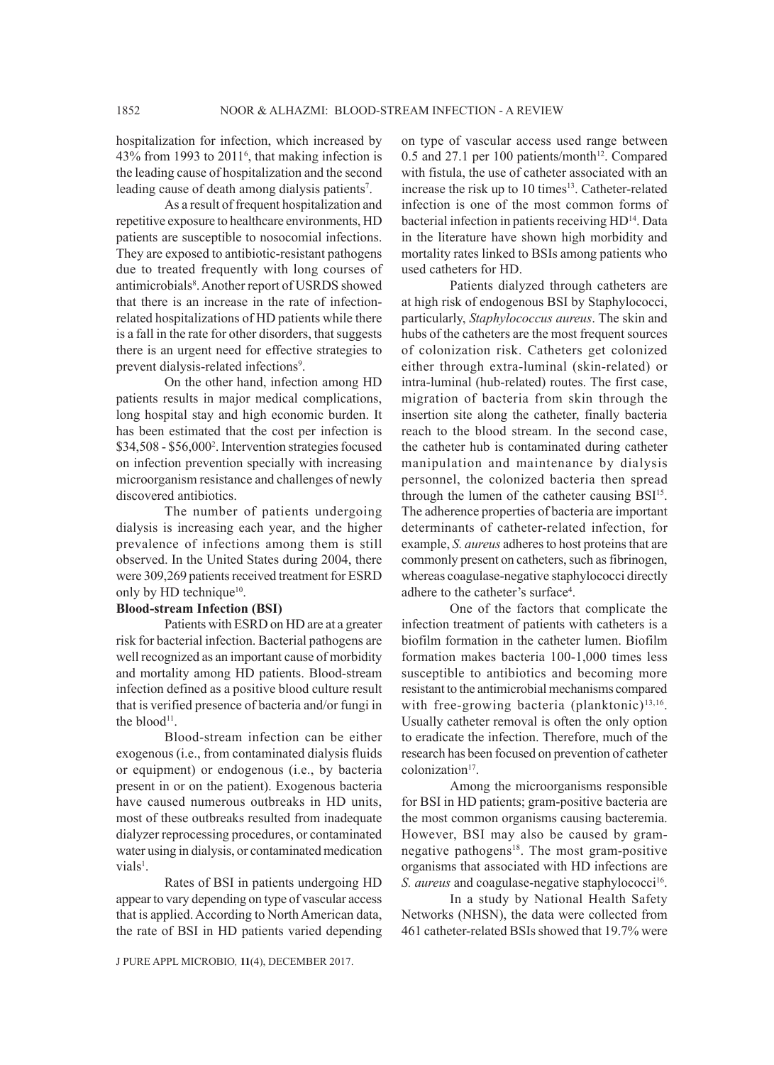hospitalization for infection, which increased by 43% from 1993 to 2011[6], that making infection is the leading cause of hospitalization and the second leading cause of death among dialysis patients[7].

As a result of frequent hospitalization and repetitive exposure to healthcare environments, HD patients are susceptible to nosocomial infections. They are exposed to antibiotic-resistant pathogens due to treated frequently with long courses of antimicrobials[8]. Another report of USRDS showed that there is an increase in the rate of infection-related hospitalizations of HD patients while there is a fall in the rate for other disorders, that suggests there is an urgent need for effective strategies to prevent dialysis-related infections[9].

On the other hand, infection among HD patients results in major medical complications, long hospital stay and high economic burden. It has been estimated that the cost per infection is \$34,508 - \$56,000[2]. Intervention strategies focused on infection prevention specially with increasing microorganism resistance and challenges of newly discovered antibiotics.

The number of patients undergoing dialysis is increasing each year, and the higher prevalence of infections among them is still observed. In the United States during 2004, there were 309,269 patients received treatment for ESRD only by HD technique[10].

**Blood-stream Infection (BSI)**

Patients with ESRD on HD are at a greater risk for bacterial infection. Bacterial pathogens are well recognized as an important cause of morbidity and mortality among HD patients. Blood-stream infection defined as a positive blood culture result that is verified presence of bacteria and/or fungi in the blood[11].

Blood-stream infection can be either exogenous (i.e., from contaminated dialysis fluids or equipment) or endogenous (i.e., by bacteria present in or on the patient). Exogenous bacteria have caused numerous outbreaks in HD units, most of these outbreaks resulted from inadequate dialyzer reprocessing procedures, or contaminated water using in dialysis, or contaminated medication vials[1].

Rates of BSI in patients undergoing HD appear to vary depending on type of vascular access that is applied. According to North American data, the rate of BSI in HD patients varied depending on type of vascular access used range between 0.5 and 27.1 per 100 patients/month[12]. Compared with fistula, the use of catheter associated with an increase the risk up to 10 times[13]. Catheter-related infection is one of the most common forms of bacterial infection in patients receiving HD[14]. Data in the literature have shown high morbidity and mortality rates linked to BSIs among patients who used catheters for HD.

Patients dialyzed through catheters are at high risk of endogenous BSI by Staphylococci, particularly, *Staphylococcus aureus*. The skin and hubs of the catheters are the most frequent sources of colonization risk. Catheters get colonized either through extra-luminal (skin-related) or intra-luminal (hub-related) routes. The first case, migration of bacteria from skin through the insertion site along the catheter, finally bacteria reach to the blood stream. In the second case, the catheter hub is contaminated during catheter manipulation and maintenance by dialysis personnel, the colonized bacteria then spread through the lumen of the catheter causing BSI[15]. The adherence properties of bacteria are important determinants of catheter-related infection, for example, *S. aureus* adheres to host proteins that are commonly present on catheters, such as fibrinogen, whereas coagulase-negative staphylococci directly adhere to the catheter's surface[4].

One of the factors that complicate the infection treatment of patients with catheters is a biofilm formation in the catheter lumen. Biofilm formation makes bacteria 100-1,000 times less susceptible to antibiotics and becoming more resistant to the antimicrobial mechanisms compared with free-growing bacteria (planktonic)[13,16]. Usually catheter removal is often the only option to eradicate the infection. Therefore, much of the research has been focused on prevention of catheter colonization[17].

Among the microorganisms responsible for BSI in HD patients; gram-positive bacteria are the most common organisms causing bacteremia. However, BSI may also be caused by gram-negative pathogens[18]. The most gram-positive organisms that associated with HD infections are *S. aureus* and coagulase-negative staphylococci[16].

In a study by National Health Safety Networks (NHSN), the data were collected from 461 catheter-related BSIs showed that 19.7% were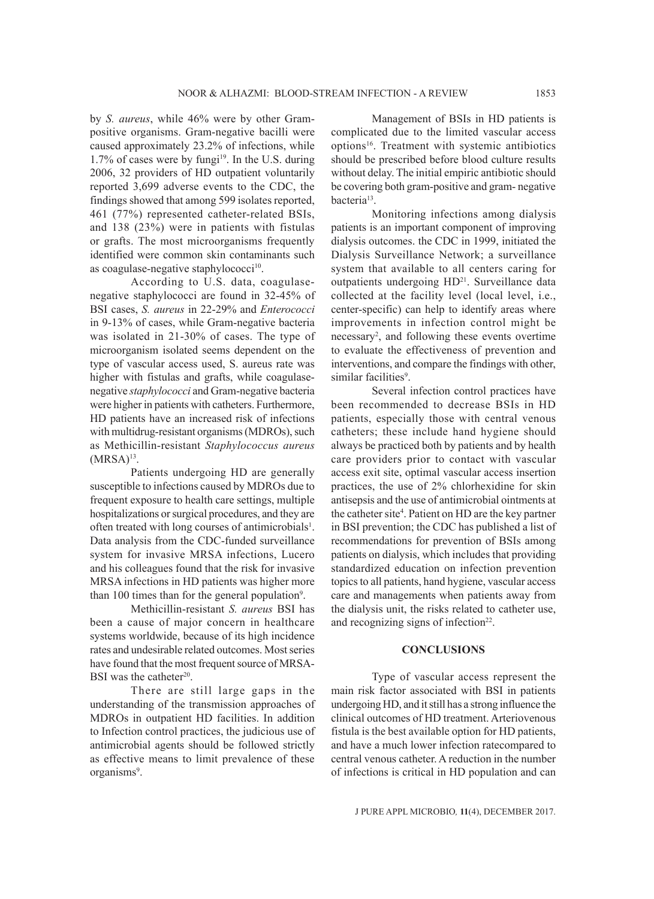by *S. aureus*, while 46% were by other Gram-positive organisms. Gram-negative bacilli were caused approximately 23.2% of infections, while 1.7% of cases were by fungi[19]. In the U.S. during 2006, 32 providers of HD outpatient voluntarily reported 3,699 adverse events to the CDC, the findings showed that among 599 isolates reported, 461 (77%) represented catheter-related BSIs, and 138 (23%) were in patients with fistulas or grafts. The most microorganisms frequently identified were common skin contaminants such as coagulase-negative staphylococci[10].

According to U.S. data, coagulase-negative staphylococci are found in 32-45% of BSI cases, *S. aureus* in 22-29% and *Enterococci* in 9-13% of cases, while Gram-negative bacteria was isolated in 21-30% of cases. The type of microorganism isolated seems dependent on the type of vascular access used, S. aureus rate was higher with fistulas and grafts, while coagulase-negative *staphylococci* and Gram-negative bacteria were higher in patients with catheters. Furthermore, HD patients have an increased risk of infections with multidrug-resistant organisms (MDROs), such as Methicillin-resistant *Staphylococcus aureus* (MRSA)[13].

Patients undergoing HD are generally susceptible to infections caused by MDROs due to frequent exposure to health care settings, multiple hospitalizations or surgical procedures, and they are often treated with long courses of antimicrobials[1]. Data analysis from the CDC-funded surveillance system for invasive MRSA infections, Lucero and his colleagues found that the risk for invasive MRSA infections in HD patients was higher more than 100 times than for the general population[9].

Methicillin-resistant *S. aureus* BSI has been a cause of major concern in healthcare systems worldwide, because of its high incidence rates and undesirable related outcomes. Most series have found that the most frequent source of MRSA-BSI was the catheter[20].

There are still large gaps in the understanding of the transmission approaches of MDROs in outpatient HD facilities. In addition to Infection control practices, the judicious use of antimicrobial agents should be followed strictly as effective means to limit prevalence of these organisms[9].

Management of BSIs in HD patients is complicated due to the limited vascular access options[16]. Treatment with systemic antibiotics should be prescribed before blood culture results without delay. The initial empiric antibiotic should be covering both gram-positive and gram- negative bacteria[13].

Monitoring infections among dialysis patients is an important component of improving dialysis outcomes. the CDC in 1999, initiated the Dialysis Surveillance Network; a surveillance system that available to all centers caring for outpatients undergoing HD[21]. Surveillance data collected at the facility level (local level, i.e., center-specific) can help to identify areas where improvements in infection control might be necessary[2], and following these events overtime to evaluate the effectiveness of prevention and interventions, and compare the findings with other, similar facilities[9].

Several infection control practices have been recommended to decrease BSIs in HD patients, especially those with central venous catheters; these include hand hygiene should always be practiced both by patients and by health care providers prior to contact with vascular access exit site, optimal vascular access insertion practices, the use of 2% chlorhexidine for skin antisepsis and the use of antimicrobial ointments at the catheter site[4]. Patient on HD are the key partner in BSI prevention; the CDC has published a list of recommendations for prevention of BSIs among patients on dialysis, which includes that providing standardized education on infection prevention topics to all patients, hand hygiene, vascular access care and managements when patients away from the dialysis unit, the risks related to catheter use, and recognizing signs of infection[22].

## CONCLUSIONS

Type of vascular access represent the main risk factor associated with BSI in patients undergoing HD, and it still has a strong influence the clinical outcomes of HD treatment. Arteriovenous fistula is the best available option for HD patients, and have a much lower infection ratecompared to central venous catheter. A reduction in the number of infections is critical in HD population and can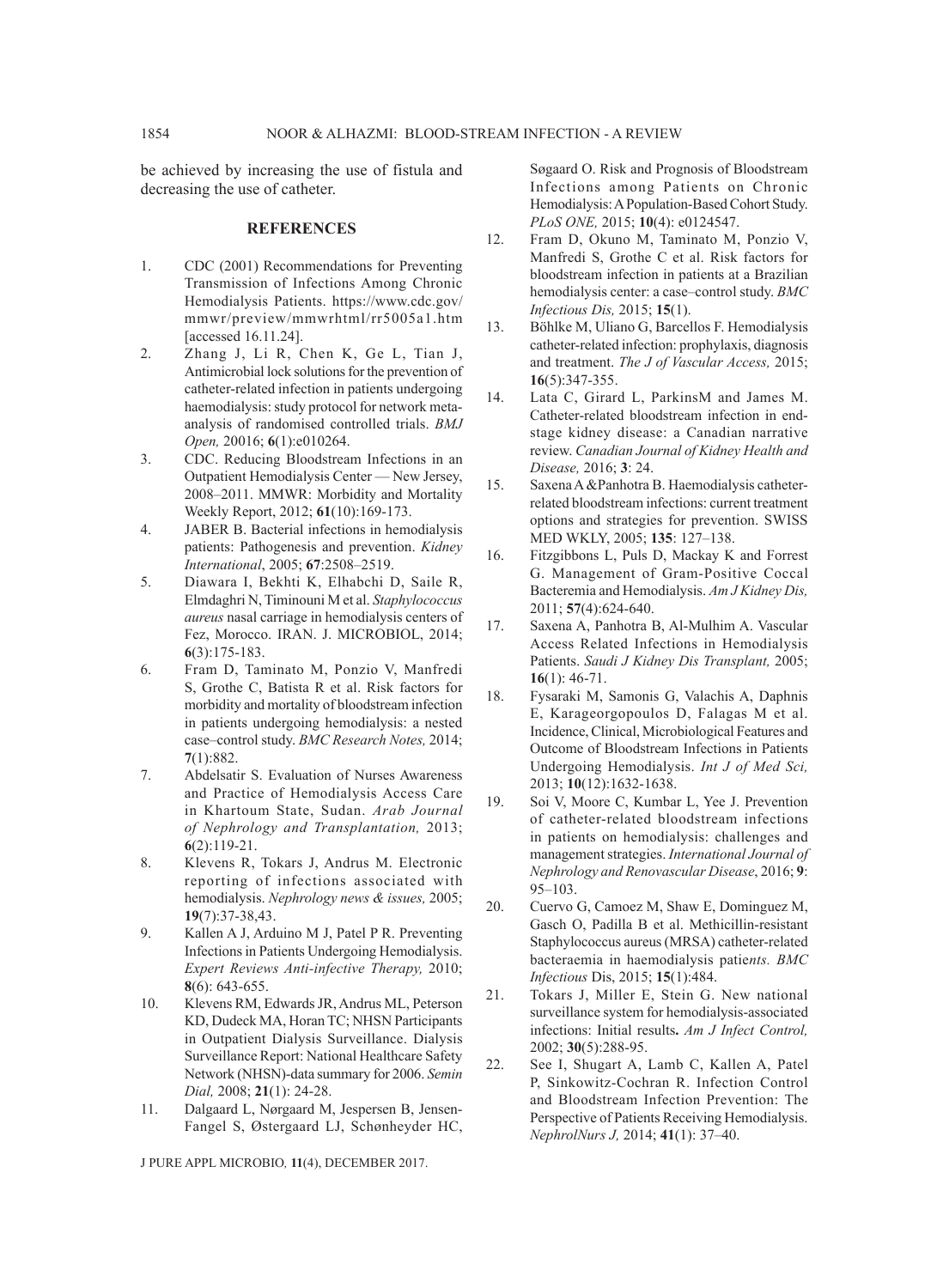be achieved by increasing the use of fistula and decreasing the use of catheter.

## REFERENCES

1. CDC (2001) Recommendations for Preventing Transmission of Infections Among Chronic Hemodialysis Patients. https://www.cdc.gov/mmwr/preview/mmwrhtml/rr5005a1.htm [accessed 16.11.24].
2. Zhang J, Li R, Chen K, Ge L, Tian J, Antimicrobial lock solutions for the prevention of catheter-related infection in patients undergoing haemodialysis: study protocol for network meta-analysis of randomised controlled trials. *BMJ Open,* 20016; **6**(1):e010264.
3. CDC. Reducing Bloodstream Infections in an Outpatient Hemodialysis Center — New Jersey, 2008–2011. MMWR: Morbidity and Mortality Weekly Report, 2012; **61**(10):169-173.
4. JABER B. Bacterial infections in hemodialysis patients: Pathogenesis and prevention. *Kidney International*, 2005; **67**:2508–2519.
5. Diawara I, Bekhti K, Elhabchi D, Saile R, Elmdaghri N, Timinouni M et al. *Staphylococcus aureus* nasal carriage in hemodialysis centers of Fez, Morocco. IRAN. J. MICROBIOL, 2014; **6**(3):175-183.
6. Fram D, Taminato M, Ponzio V, Manfredi S, Grothe C, Batista R et al. Risk factors for morbidity and mortality of bloodstream infection in patients undergoing hemodialysis: a nested case–control study. *BMC Research Notes,* 2014; **7**(1):882.
7. Abdelsatir S. Evaluation of Nurses Awareness and Practice of Hemodialysis Access Care in Khartoum State, Sudan. *Arab Journal of Nephrology and Transplantation,* 2013; **6**(2):119-21.
8. Klevens R, Tokars J, Andrus M. Electronic reporting of infections associated with hemodialysis. *Nephrology news & issues,* 2005; **19**(7):37-38,43.
9. Kallen A J, Arduino M J, Patel P R. Preventing Infections in Patients Undergoing Hemodialysis. *Expert Reviews Anti-infective Therapy,* 2010; **8**(6): 643-655.
10. Klevens RM, Edwards JR, Andrus ML, Peterson KD, Dudeck MA, Horan TC; NHSN Participants in Outpatient Dialysis Surveillance. Dialysis Surveillance Report: National Healthcare Safety Network (NHSN)-data summary for 2006. *Semin Dial,* 2008; **21**(1): 24-28.
11. Dalgaard L, Nørgaard M, Jespersen B, Jensen-Fangel S, Østergaard LJ, Schønheyder HC, Søgaard O. Risk and Prognosis of Bloodstream Infections among Patients on Chronic Hemodialysis: A Population-Based Cohort Study. *PLoS ONE,* 2015; **10**(4): e0124547.
12. Fram D, Okuno M, Taminato M, Ponzio V, Manfredi S, Grothe C et al. Risk factors for bloodstream infection in patients at a Brazilian hemodialysis center: a case–control study. *BMC Infectious Dis,* 2015; **15**(1).
13. Böhlke M, Uliano G, Barcellos F. Hemodialysis catheter-related infection: prophylaxis, diagnosis and treatment. *The J of Vascular Access,* 2015; **16**(5):347-355.
14. Lata C, Girard L, ParkinsM and James M. Catheter-related bloodstream infection in end-stage kidney disease: a Canadian narrative review. *Canadian Journal of Kidney Health and Disease,* 2016; **3**: 24.
15. Saxena A &Panhotra B. Haemodialysis catheter-related bloodstream infections: current treatment options and strategies for prevention. SWISS MED WKLY, 2005; **135**: 127–138.
16. Fitzgibbons L, Puls D, Mackay K and Forrest G. Management of Gram-Positive Coccal Bacteremia and Hemodialysis. *Am J Kidney Dis,* 2011; **57**(4):624-640.
17. Saxena A, Panhotra B, Al-Mulhim A. Vascular Access Related Infections in Hemodialysis Patients. *Saudi J Kidney Dis Transplant,* 2005; **16**(1): 46-71.
18. Fysaraki M, Samonis G, Valachis A, Daphnis E, Karageorgopoulos D, Falagas M et al. Incidence, Clinical, Microbiological Features and Outcome of Bloodstream Infections in Patients Undergoing Hemodialysis. *Int J of Med Sci,* 2013; **10**(12):1632-1638.
19. Soi V, Moore C, Kumbar L, Yee J. Prevention of catheter-related bloodstream infections in patients on hemodialysis: challenges and management strategies. *International Journal of Nephrology and Renovascular Disease*, 2016; **9**: 95–103.
20. Cuervo G, Camoez M, Shaw E, Dominguez M, Gasch O, Padilla B et al. Methicillin-resistant Staphylococcus aureus (MRSA) catheter-related bacteraemia in haemodialysis patie*nts. BMC Infectious* Dis, 2015; **15**(1):484.
21. Tokars J, Miller E, Stein G. New national surveillance system for hemodialysis-associated infections: Initial results**.** *Am J Infect Control,* 2002; **30**(5):288-95.
22. See I, Shugart A, Lamb C, Kallen A, Patel P, Sinkowitz-Cochran R. Infection Control and Bloodstream Infection Prevention: The Perspective of Patients Receiving Hemodialysis. *NephrolNurs J,* 2014; **41**(1): 37–40.